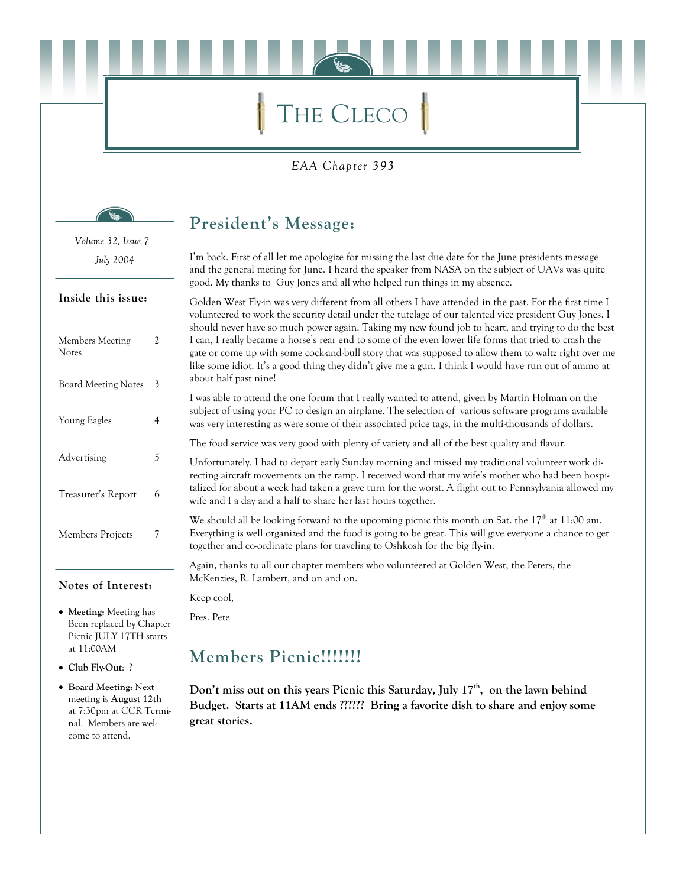# THE CLECO

*EAA Chapter 393*

*Volume 32, Issue 7*

*July 2004*

**Inside this issue:**

| | |
|---|---|
| Members Meeting Notes | 2 |
| Board Meeting Notes | 3 |
| Young Eagles | 4 |
| Advertising | 5 |
| Treasurer's Report | 6 |
| Members Projects | 7 |

**Notes of Interest:**

- **Meeting:** Meeting has Been replaced by Chapter Picnic JULY 17TH starts at 11:00AM
- **Club Fly-Out**: ?
- **Board Meeting:** Next meeting is **August 12th** at 7:30pm at CCR Terminal. Members are welcome to attend.

## President's Message:

I'm back. First of all let me apologize for missing the last due date for the June presidents message and the general meting for June. I heard the speaker from NASA on the subject of UAVs was quite good. My thanks to Guy Jones and all who helped run things in my absence.

Golden West Fly-in was very different from all others I have attended in the past. For the first time I volunteered to work the security detail under the tutelage of our talented vice president Guy Jones. I should never have so much power again. Taking my new found job to heart, and trying to do the best I can, I really became a horse's rear end to some of the even lower life forms that tried to crash the gate or come up with some cock-and-bull story that was supposed to allow them to waltz right over me like some idiot. It's a good thing they didn't give me a gun. I think I would have run out of ammo at about half past nine!

I was able to attend the one forum that I really wanted to attend, given by Martin Holman on the subject of using your PC to design an airplane. The selection of various software programs available was very interesting as were some of their associated price tags, in the multi-thousands of dollars.

The food service was very good with plenty of variety and all of the best quality and flavor.

Unfortunately, I had to depart early Sunday morning and missed my traditional volunteer work directing aircraft movements on the ramp. I received word that my wife's mother who had been hospitalized for about a week had taken a grave turn for the worst. A flight out to Pennsylvania allowed my wife and I a day and a half to share her last hours together.

We should all be looking forward to the upcoming picnic this month on Sat. the 17th at 11:00 am. Everything is well organized and the food is going to be great. This will give everyone a chance to get together and co-ordinate plans for traveling to Oshkosh for the big fly-in.

Again, thanks to all our chapter members who volunteered at Golden West, the Peters, the McKenzies, R. Lambert, and on and on.

Keep cool,

Pres. Pete

## Members Picnic!!!!!!!

**Don't miss out on this years Picnic this Saturday, July 17th, on the lawn behind Budget. Starts at 11AM ends ?????? Bring a favorite dish to share and enjoy some great stories.**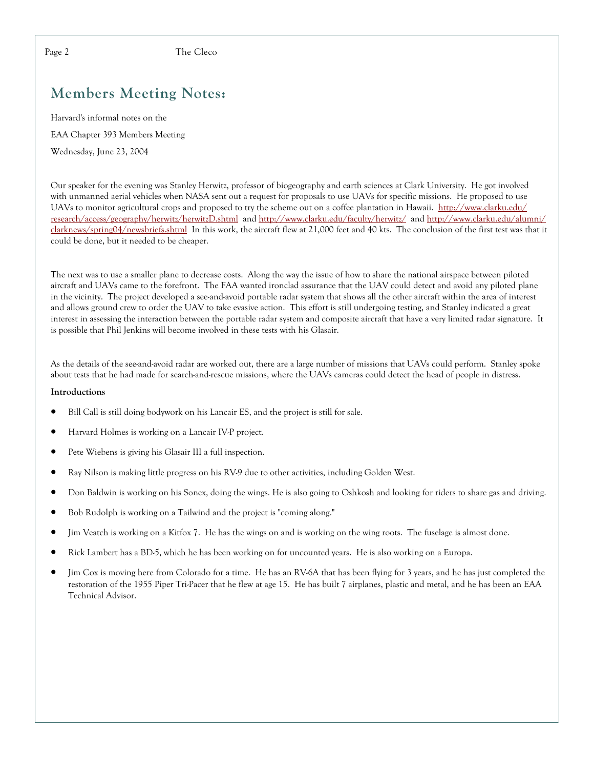# Members Meeting Notes:

Harvard's informal notes on the

EAA Chapter 393 Members Meeting

Wednesday, June 23, 2004

Our speaker for the evening was Stanley Herwitz, professor of biogeography and earth sciences at Clark University. He got involved with unmanned aerial vehicles when NASA sent out a request for proposals to use UAVs for specific missions. He proposed to use UAVs to monitor agricultural crops and proposed to try the scheme out on a coffee plantation in Hawaii. http://www.clarku.edu/research/access/geography/herwitz/herwitzD.shtml and http://www.clarku.edu/faculty/herwitz/ and http://www.clarku.edu/alumni/clarknews/spring04/newsbriefs.shtml In this work, the aircraft flew at 21,000 feet and 40 kts. The conclusion of the first test was that it could be done, but it needed to be cheaper.

The next was to use a smaller plane to decrease costs. Along the way the issue of how to share the national airspace between piloted aircraft and UAVs came to the forefront. The FAA wanted ironclad assurance that the UAV could detect and avoid any piloted plane in the vicinity. The project developed a see-and-avoid portable radar system that shows all the other aircraft within the area of interest and allows ground crew to order the UAV to take evasive action. This effort is still undergoing testing, and Stanley indicated a great interest in assessing the interaction between the portable radar system and composite aircraft that have a very limited radar signature. It is possible that Phil Jenkins will become involved in these tests with his Glasair.

As the details of the see-and-avoid radar are worked out, there are a large number of missions that UAVs could perform. Stanley spoke about tests that he had made for search-and-rescue missions, where the UAVs cameras could detect the head of people in distress.

**Introductions**

- Bill Call is still doing bodywork on his Lancair ES, and the project is still for sale.
- Harvard Holmes is working on a Lancair IV-P project.
- Pete Wiebens is giving his Glasair III a full inspection.
- Ray Nilson is making little progress on his RV-9 due to other activities, including Golden West.
- Don Baldwin is working on his Sonex, doing the wings. He is also going to Oshkosh and looking for riders to share gas and driving.
- Bob Rudolph is working on a Tailwind and the project is "coming along."
- Jim Veatch is working on a Kitfox 7. He has the wings on and is working on the wing roots. The fuselage is almost done.
- Rick Lambert has a BD-5, which he has been working on for uncounted years. He is also working on a Europa.
- Jim Cox is moving here from Colorado for a time. He has an RV-6A that has been flying for 3 years, and he has just completed the restoration of the 1955 Piper Tri-Pacer that he flew at age 15. He has built 7 airplanes, plastic and metal, and he has been an EAA Technical Advisor.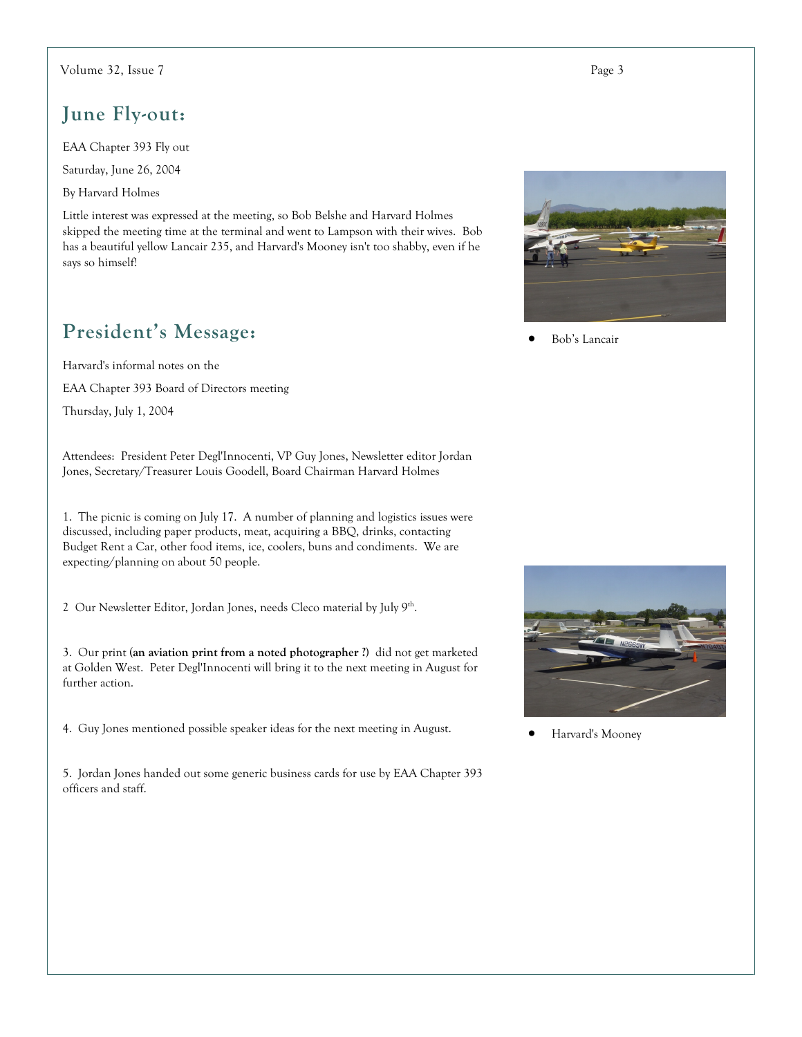## June Fly-out:

EAA Chapter 393 Fly out

Saturday, June 26, 2004

By Harvard Holmes

Little interest was expressed at the meeting, so Bob Belshe and Harvard Holmes skipped the meeting time at the terminal and went to Lampson with their wives. Bob has a beautiful yellow Lancair 235, and Harvard's Mooney isn't too shabby, even if he says so himself!

- Bob's Lancair

## President's Message:

Harvard's informal notes on the

EAA Chapter 393 Board of Directors meeting

Thursday, July 1, 2004

Attendees: President Peter Degl'Innocenti, VP Guy Jones, Newsletter editor Jordan Jones, Secretary/Treasurer Louis Goodell, Board Chairman Harvard Holmes

1. The picnic is coming on July 17. A number of planning and logistics issues were discussed, including paper products, meat, acquiring a BBQ, drinks, contacting Budget Rent a Car, other food items, ice, coolers, buns and condiments. We are expecting/planning on about 50 people.

2 Our Newsletter Editor, Jordan Jones, needs Cleco material by July 9th.

3. Our print **(an aviation print from a noted photographer ?)** did not get marketed at Golden West. Peter Degl'Innocenti will bring it to the next meeting in August for further action.

4. Guy Jones mentioned possible speaker ideas for the next meeting in August.

5. Jordan Jones handed out some generic business cards for use by EAA Chapter 393 officers and staff.

- Harvard's Mooney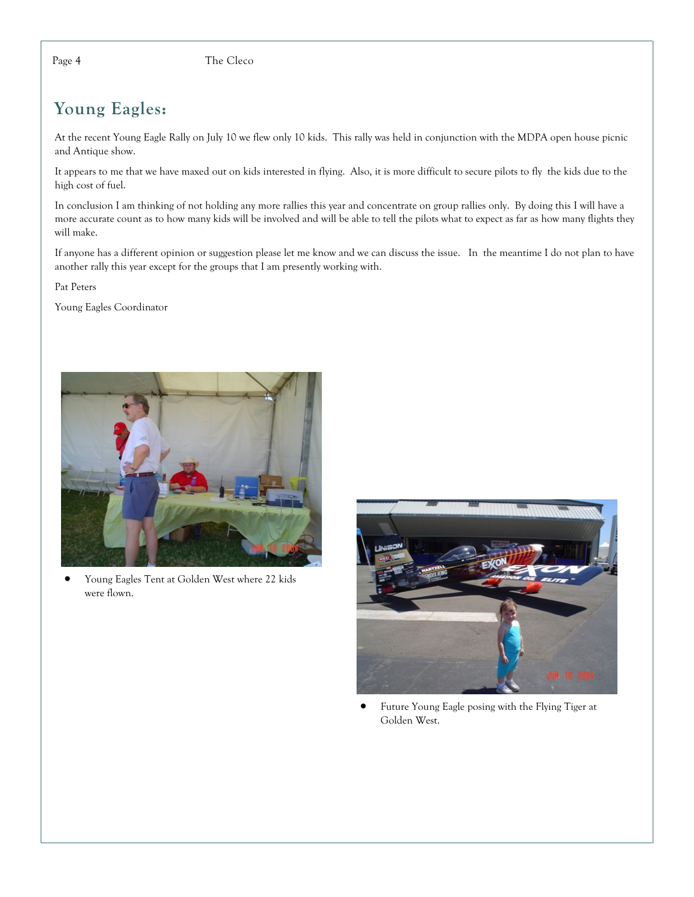## Young Eagles:

At the recent Young Eagle Rally on July 10 we flew only 10 kids. This rally was held in conjunction with the MDPA open house picnic and Antique show.

It appears to me that we have maxed out on kids interested in flying. Also, it is more difficult to secure pilots to fly the kids due to the high cost of fuel.

In conclusion I am thinking of not holding any more rallies this year and concentrate on group rallies only. By doing this I will have a more accurate count as to how many kids will be involved and will be able to tell the pilots what to expect as far as how many flights they will make.

If anyone has a different opinion or suggestion please let me know and we can discuss the issue. In the meantime I do not plan to have another rally this year except for the groups that I am presently working with.

Pat Peters

Young Eagles Coordinator

- Young Eagles Tent at Golden West where 22 kids were flown.

- Future Young Eagle posing with the Flying Tiger at Golden West.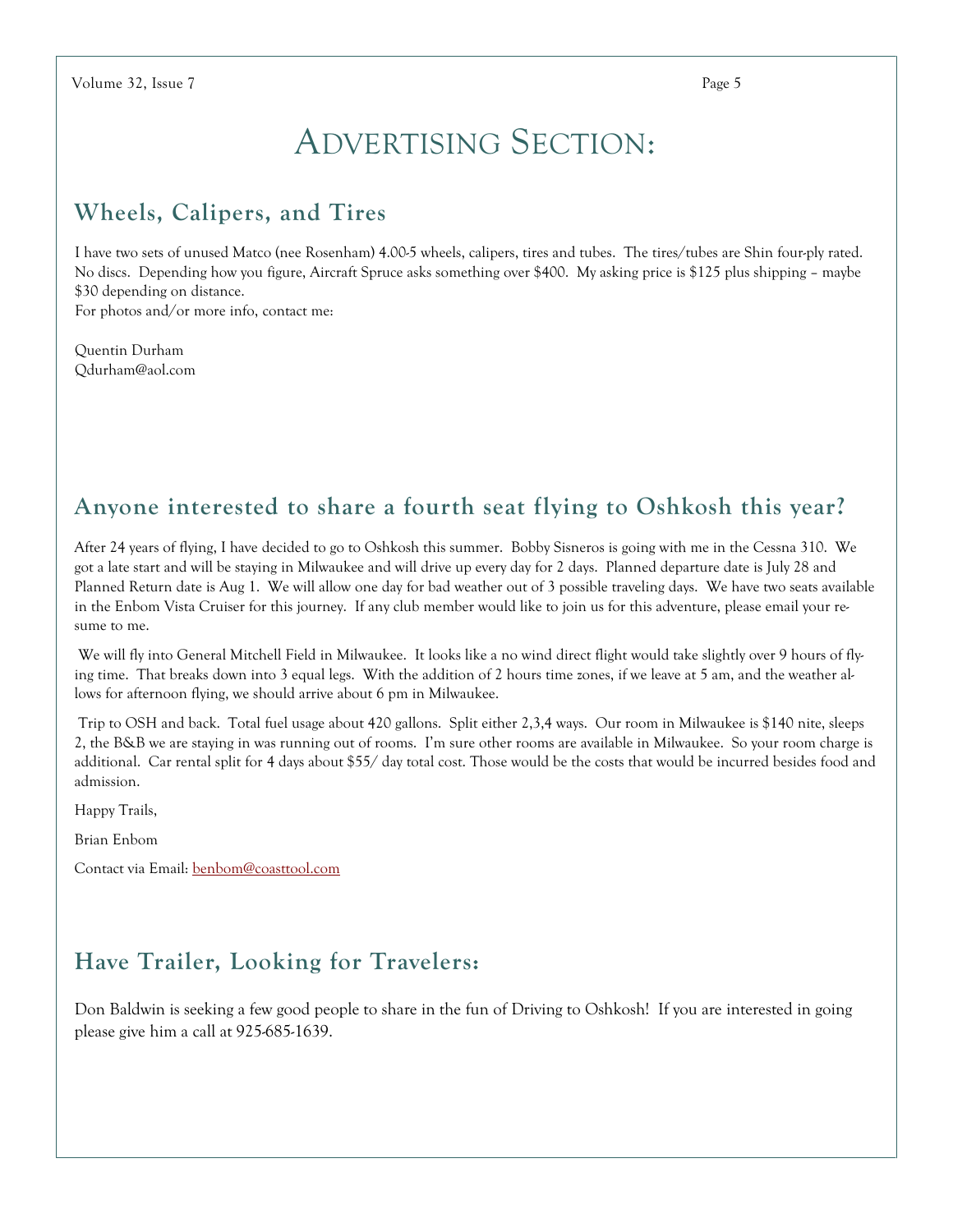# Advertising Section:

## Wheels, Calipers, and Tires

I have two sets of unused Matco (nee Rosenham) 4.00-5 wheels, calipers, tires and tubes. The tires/tubes are Shin four-ply rated. No discs. Depending how you figure, Aircraft Spruce asks something over $400. My asking price is $125 plus shipping – maybe $30 depending on distance.
For photos and/or more info, contact me:

Quentin Durham
Qdurham@aol.com

## Anyone interested to share a fourth seat flying to Oshkosh this year?

After 24 years of flying, I have decided to go to Oshkosh this summer. Bobby Sisneros is going with me in the Cessna 310. We got a late start and will be staying in Milwaukee and will drive up every day for 2 days. Planned departure date is July 28 and Planned Return date is Aug 1. We will allow one day for bad weather out of 3 possible traveling days. We have two seats available in the Enbom Vista Cruiser for this journey. If any club member would like to join us for this adventure, please email your resume to me.

We will fly into General Mitchell Field in Milwaukee. It looks like a no wind direct flight would take slightly over 9 hours of flying time. That breaks down into 3 equal legs. With the addition of 2 hours time zones, if we leave at 5 am, and the weather allows for afternoon flying, we should arrive about 6 pm in Milwaukee.

Trip to OSH and back. Total fuel usage about 420 gallons. Split either 2,3,4 ways. Our room in Milwaukee is $140 nite, sleeps 2, the B&B we are staying in was running out of rooms. I'm sure other rooms are available in Milwaukee. So your room charge is additional. Car rental split for 4 days about $55/ day total cost. Those would be the costs that would be incurred besides food and admission.

Happy Trails,

Brian Enbom

Contact via Email: benbom@coasttool.com

## Have Trailer, Looking for Travelers:

Don Baldwin is seeking a few good people to share in the fun of Driving to Oshkosh! If you are interested in going please give him a call at 925-685-1639.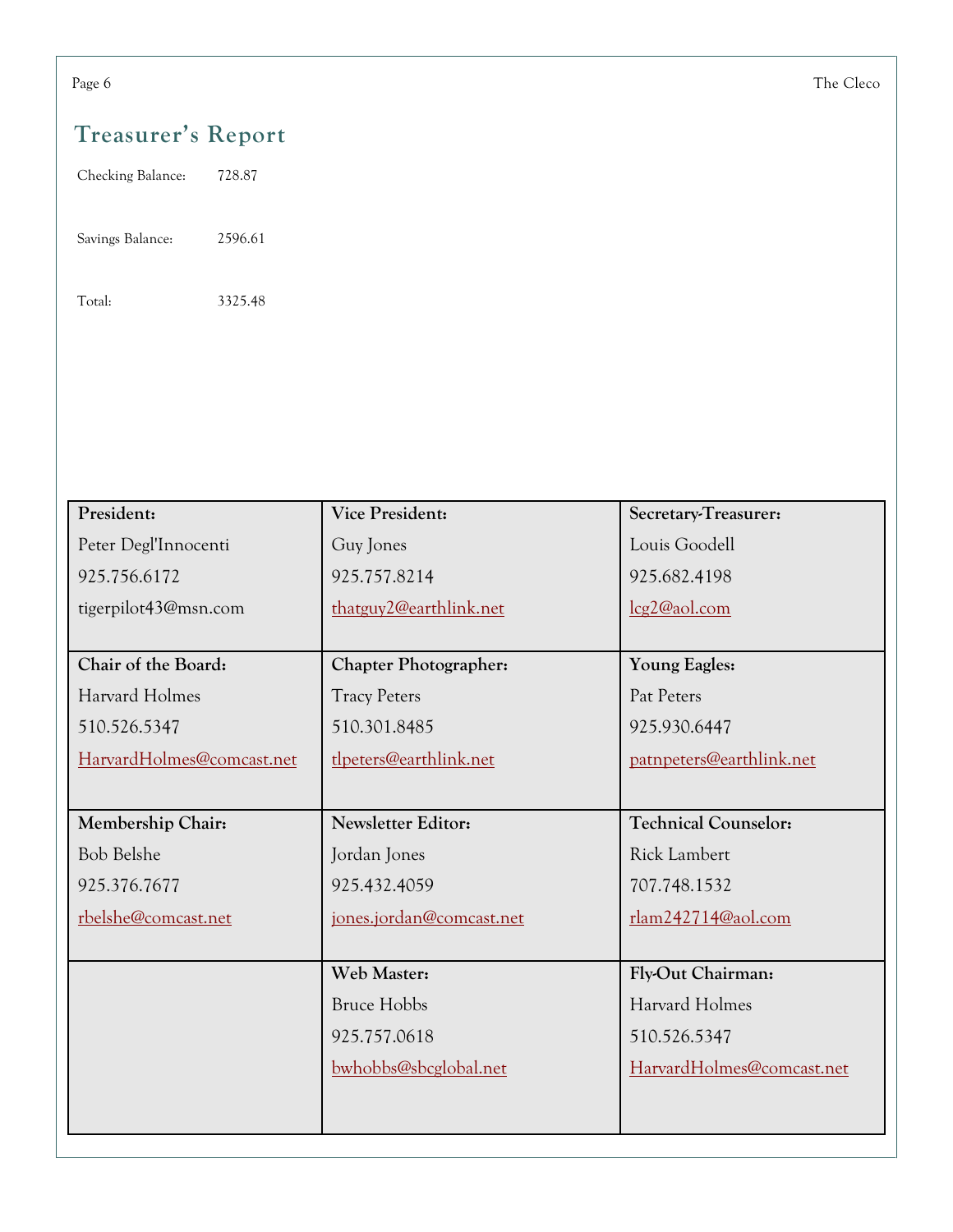## Treasurer's Report

| | |
|---|---|
| Checking Balance: | 728.87 |
| Savings Balance: | 2596.61 |
| Total: | 3325.48 |

| | | |
|---|---|---|
| **President:**<br>Peter Degl'Innocenti<br>925.756.6172<br>tigerpilot43@msn.com | **Vice President:**<br>Guy Jones<br>925.757.8214<br>thatguy2@earthlink.net | **Secretary-Treasurer:**<br>Louis Goodell<br>925.682.4198<br>lcg2@aol.com |
| **Chair of the Board:**<br>Harvard Holmes<br>510.526.5347<br>HarvardHolmes@comcast.net | **Chapter Photographer:**<br>Tracy Peters<br>510.301.8485<br>tlpeters@earthlink.net | **Young Eagles:**<br>Pat Peters<br>925.930.6447<br>patnpeters@earthlink.net |
| **Membership Chair:**<br>Bob Belshe<br>925.376.7677<br>rbelshe@comcast.net | **Newsletter Editor:**<br>Jordan Jones<br>925.432.4059<br>jones.jordan@comcast.net | **Technical Counselor:**<br>Rick Lambert<br>707.748.1532<br>rlam242714@aol.com |
| | **Web Master:**<br>Bruce Hobbs<br>925.757.0618<br>bwhobbs@sbcglobal.net | **Fly-Out Chairman:**<br>Harvard Holmes<br>510.526.5347<br>HarvardHolmes@comcast.net |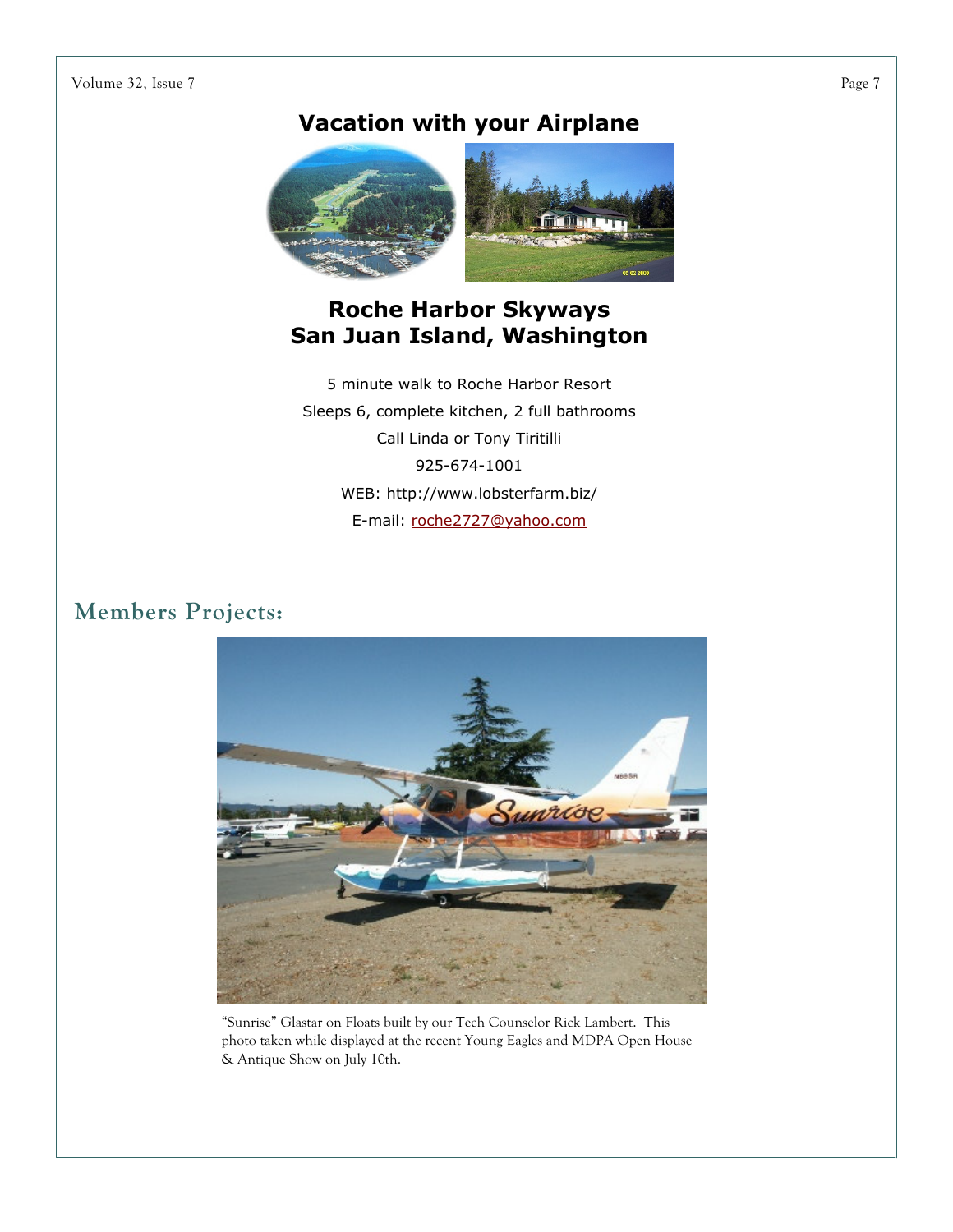## Vacation with your Airplane

## Roche Harbor Skyways
## San Juan Island, Washington

5 minute walk to Roche Harbor Resort

Sleeps 6, complete kitchen, 2 full bathrooms

Call Linda or Tony Tiritilli

925-674-1001

WEB: http://www.lobsterfarm.biz/

E-mail: roche2727@yahoo.com

## Members Projects:

"Sunrise" Glastar on Floats built by our Tech Counselor Rick Lambert. This photo taken while displayed at the recent Young Eagles and MDPA Open House & Antique Show on July 10th.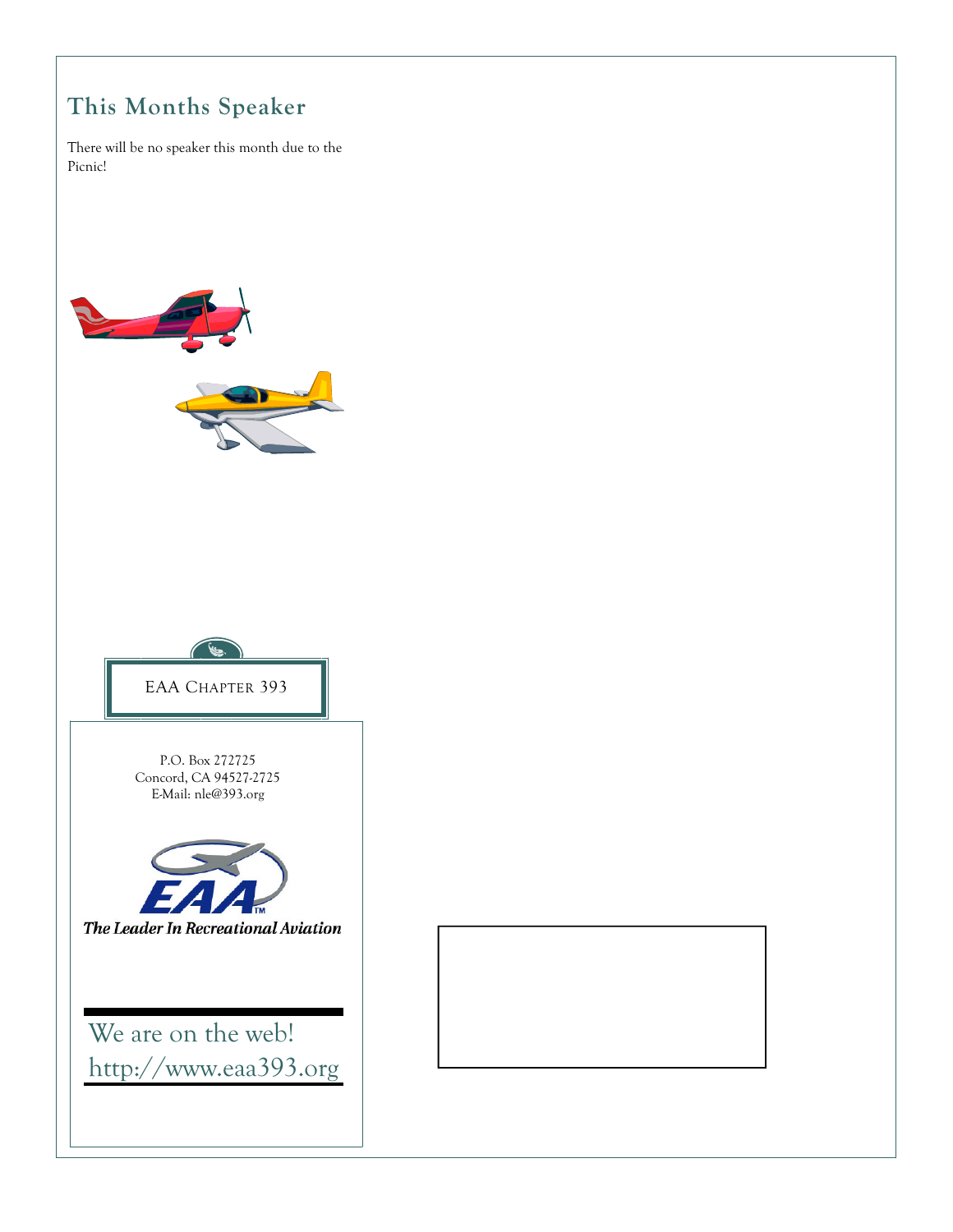## This Months Speaker

There will be no speaker this month due to the Picnic!

EAA CHAPTER 393

P.O. Box 272725
Concord, CA 94527-2725
E-Mail: nle@393.org

The Leader In Recreational Aviation

We are on the web!
http://www.eaa393.org